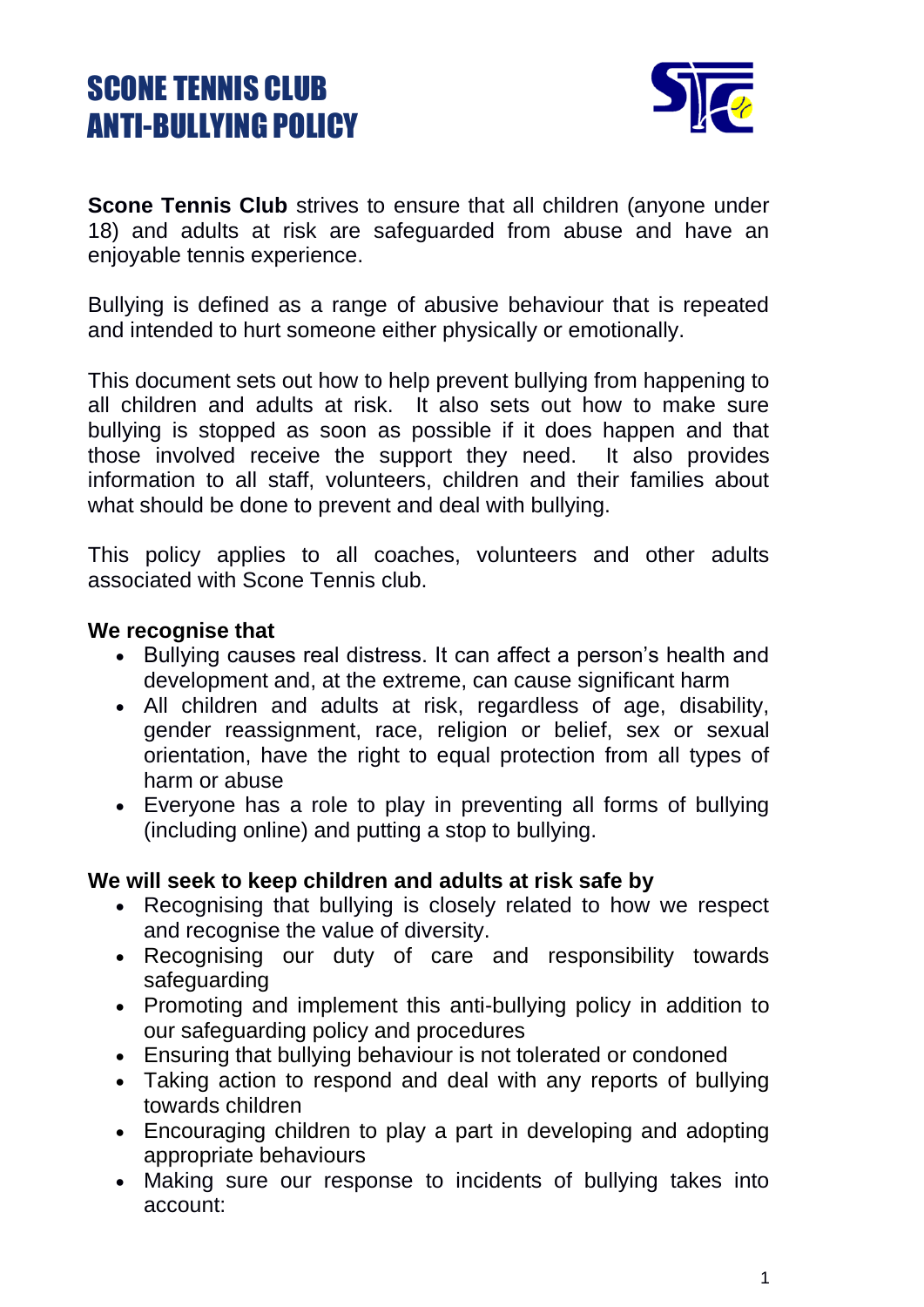# SCONE TENNIS CLUB ANTI-BULLYING POLICY

**Scone Tennis Club** strives to ensure that all children (anyone under 18) and adults at risk are safeguarded from abuse and have an enjoyable tennis experience.

Bullying is defined as a range of abusive behaviour that is repeated and intended to hurt someone either physically or emotionally.

This document sets out how to help prevent bullying from happening to all children and adults at risk. It also sets out how to make sure bullying is stopped as soon as possible if it does happen and that those involved receive the support they need. It also provides information to all staff, volunteers, children and their families about what should be done to prevent and deal with bullying.

This policy applies to all coaches, volunteers and other adults associated with Scone Tennis club.

**We recognise that**

- Bullying causes real distress. It can affect a person's health and development and, at the extreme, can cause significant harm
- All children and adults at risk, regardless of age, disability, gender reassignment, race, religion or belief, sex or sexual orientation, have the right to equal protection from all types of harm or abuse
- Everyone has a role to play in preventing all forms of bullying (including online) and putting a stop to bullying.

**We will seek to keep children and adults at risk safe by**

- Recognising that bullying is closely related to how we respect and recognise the value of diversity.
- Recognising our duty of care and responsibility towards safeguarding
- Promoting and implement this anti-bullying policy in addition to our safeguarding policy and procedures
- Ensuring that bullying behaviour is not tolerated or condoned
- Taking action to respond and deal with any reports of bullying towards children
- Encouraging children to play a part in developing and adopting appropriate behaviours
- Making sure our response to incidents of bullying takes into account: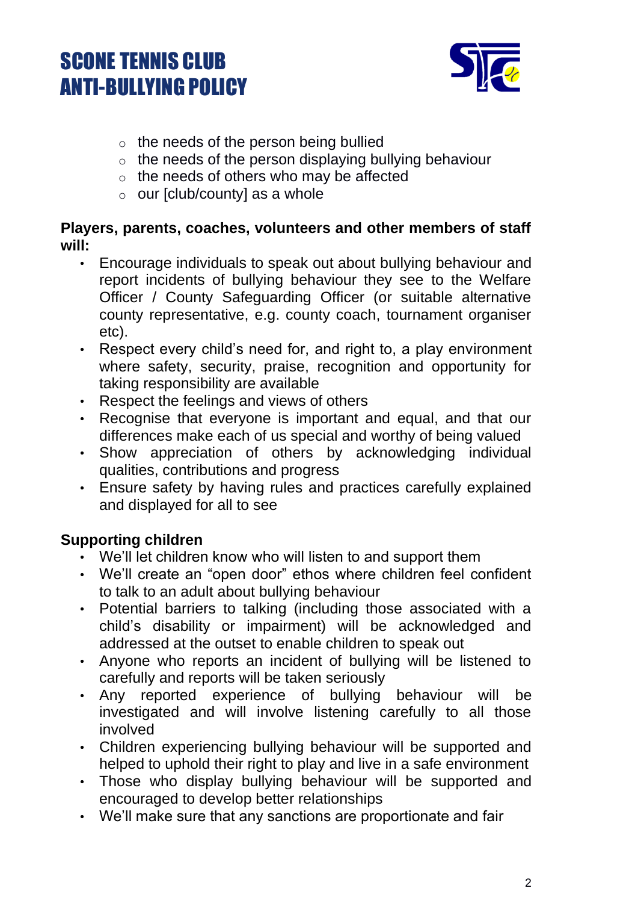- the needs of the person being bullied
- the needs of the person displaying bullying behaviour
- the needs of others who may be affected
- our [club/county] as a whole

**Players, parents, coaches, volunteers and other members of staff will:**

- Encourage individuals to speak out about bullying behaviour and report incidents of bullying behaviour they see to the Welfare Officer / County Safeguarding Officer (or suitable alternative county representative, e.g. county coach, tournament organiser etc).
- Respect every child's need for, and right to, a play environment where safety, security, praise, recognition and opportunity for taking responsibility are available
- Respect the feelings and views of others
- Recognise that everyone is important and equal, and that our differences make each of us special and worthy of being valued
- Show appreciation of others by acknowledging individual qualities, contributions and progress
- Ensure safety by having rules and practices carefully explained and displayed for all to see

**Supporting children**

- We'll let children know who will listen to and support them
- We'll create an "open door" ethos where children feel confident to talk to an adult about bullying behaviour
- Potential barriers to talking (including those associated with a child's disability or impairment) will be acknowledged and addressed at the outset to enable children to speak out
- Anyone who reports an incident of bullying will be listened to carefully and reports will be taken seriously
- Any reported experience of bullying behaviour will be investigated and will involve listening carefully to all those involved
- Children experiencing bullying behaviour will be supported and helped to uphold their right to play and live in a safe environment
- Those who display bullying behaviour will be supported and encouraged to develop better relationships
- We'll make sure that any sanctions are proportionate and fair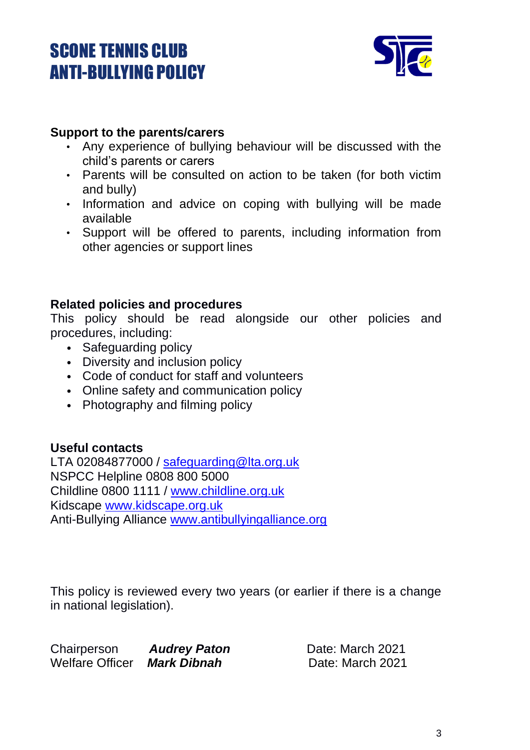# SCONE TENNIS CLUB
# ANTI-BULLYING POLICY

**Support to the parents/carers**

- Any experience of bullying behaviour will be discussed with the child's parents or carers
- Parents will be consulted on action to be taken (for both victim and bully)
- Information and advice on coping with bullying will be made available
- Support will be offered to parents, including information from other agencies or support lines

**Related policies and procedures**

This policy should be read alongside our other policies and procedures, including:

- Safeguarding policy
- Diversity and inclusion policy
- Code of conduct for staff and volunteers
- Online safety and communication policy
- Photography and filming policy

**Useful contacts**

LTA 02084877000 / safeguarding@lta.org.uk
NSPCC Helpline 0808 800 5000
Childline 0800 1111 / www.childline.org.uk
Kidscape www.kidscape.org.uk
Anti-Bullying Alliance www.antibullyingalliance.org

This policy is reviewed every two years (or earlier if there is a change in national legislation).

Chairperson ***Audrey Paton*** Date: March 2021
Welfare Officer ***Mark Dibnah*** Date: March 2021